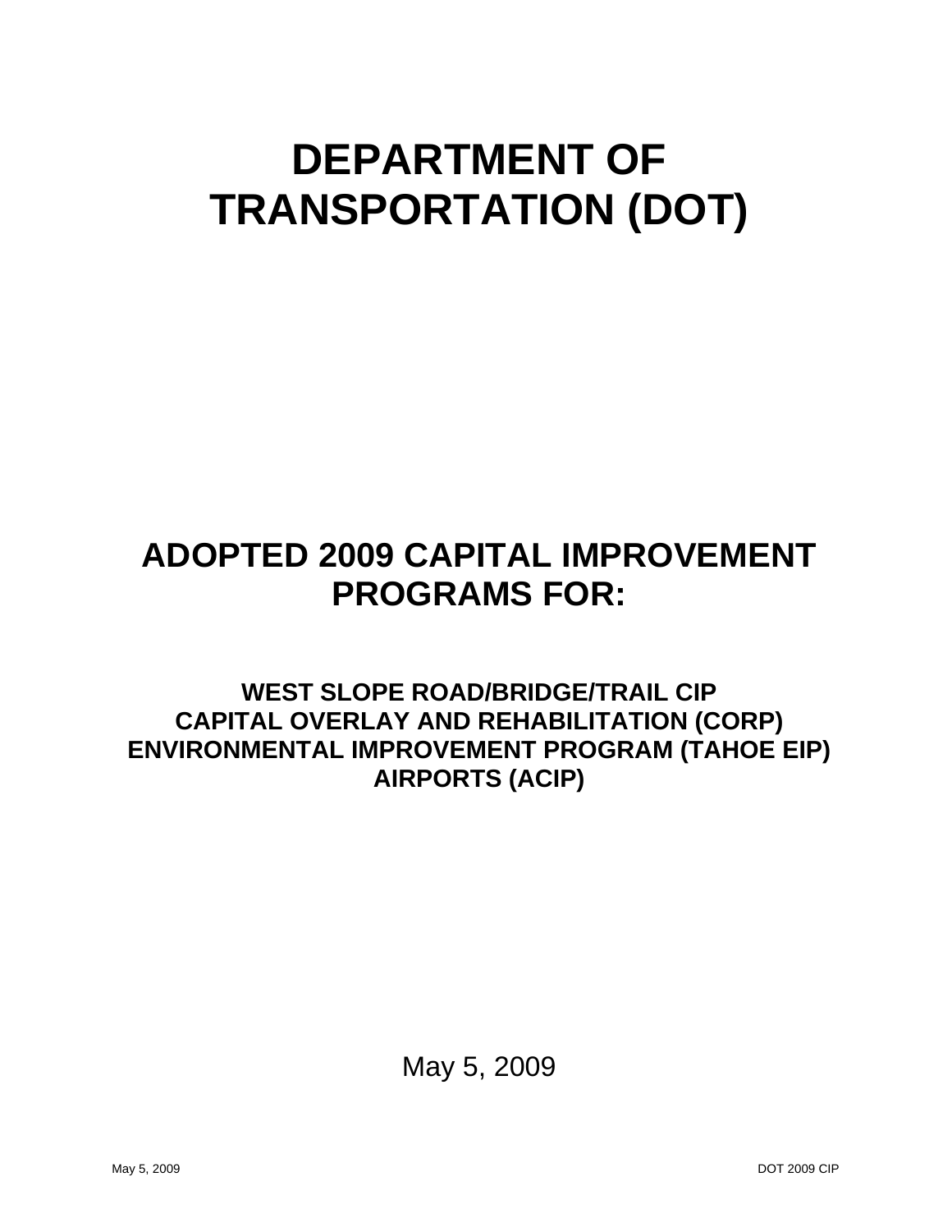# DEPARTMENT OF TRANSPORTATION (DOT)

## ADOPTED 2009 CAPITAL IMPROVEMENT PROGRAMS FOR:

### WEST SLOPE ROAD/BRIDGE/TRAIL CIP
### CAPITAL OVERLAY AND REHABILITATION (CORP)
### ENVIRONMENTAL IMPROVEMENT PROGRAM (TAHOE EIP)
### AIRPORTS (ACIP)

May 5, 2009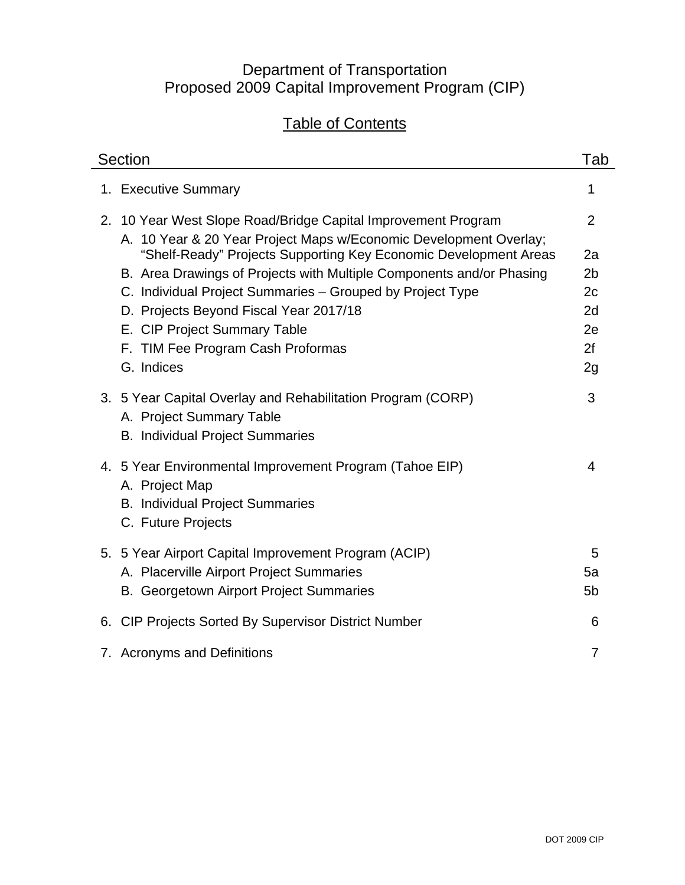# Department of Transportation
# Proposed 2009 Capital Improvement Program (CIP)

## Table of Contents

| Section | Tab |
|---|---|
| 1. Executive Summary | 1 |
| 2. 10 Year West Slope Road/Bridge Capital Improvement Program | 2 |
| A. 10 Year & 20 Year Project Maps w/Economic Development Overlay; "Shelf-Ready" Projects Supporting Key Economic Development Areas | 2a |
| B. Area Drawings of Projects with Multiple Components and/or Phasing | 2b |
| C. Individual Project Summaries – Grouped by Project Type | 2c |
| D. Projects Beyond Fiscal Year 2017/18 | 2d |
| E. CIP Project Summary Table | 2e |
| F. TIM Fee Program Cash Proformas | 2f |
| G. Indices | 2g |
| 3. 5 Year Capital Overlay and Rehabilitation Program (CORP) | 3 |
| A. Project Summary Table | |
| B. Individual Project Summaries | |
| 4. 5 Year Environmental Improvement Program (Tahoe EIP) | 4 |
| A. Project Map | |
| B. Individual Project Summaries | |
| C. Future Projects | |
| 5. 5 Year Airport Capital Improvement Program (ACIP) | 5 |
| A. Placerville Airport Project Summaries | 5a |
| B. Georgetown Airport Project Summaries | 5b |
| 6. CIP Projects Sorted By Supervisor District Number | 6 |
| 7. Acronyms and Definitions | 7 |